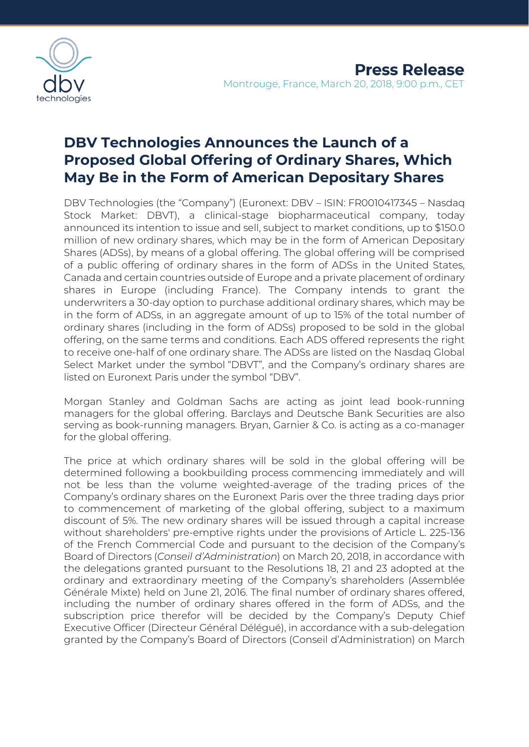**Press Release**

Montrouge, France, March 20, 2018, 9:00 p.m., CET

# DBV Technologies Announces the Launch of a Proposed Global Offering of Ordinary Shares, Which May Be in the Form of American Depositary Shares

DBV Technologies (the "Company") (Euronext: DBV – ISIN: FR0010417345 – Nasdaq Stock Market: DBVT), a clinical-stage biopharmaceutical company, today announced its intention to issue and sell, subject to market conditions, up to $150.0 million of new ordinary shares, which may be in the form of American Depositary Shares (ADSs), by means of a global offering. The global offering will be comprised of a public offering of ordinary shares in the form of ADSs in the United States, Canada and certain countries outside of Europe and a private placement of ordinary shares in Europe (including France). The Company intends to grant the underwriters a 30-day option to purchase additional ordinary shares, which may be in the form of ADSs, in an aggregate amount of up to 15% of the total number of ordinary shares (including in the form of ADSs) proposed to be sold in the global offering, on the same terms and conditions. Each ADS offered represents the right to receive one-half of one ordinary share. The ADSs are listed on the Nasdaq Global Select Market under the symbol "DBVT", and the Company's ordinary shares are listed on Euronext Paris under the symbol "DBV".

Morgan Stanley and Goldman Sachs are acting as joint lead book-running managers for the global offering. Barclays and Deutsche Bank Securities are also serving as book-running managers. Bryan, Garnier & Co. is acting as a co-manager for the global offering.

The price at which ordinary shares will be sold in the global offering will be determined following a bookbuilding process commencing immediately and will not be less than the volume weighted-average of the trading prices of the Company's ordinary shares on the Euronext Paris over the three trading days prior to commencement of marketing of the global offering, subject to a maximum discount of 5%. The new ordinary shares will be issued through a capital increase without shareholders' pre-emptive rights under the provisions of Article L. 225-136 of the French Commercial Code and pursuant to the decision of the Company's Board of Directors (*Conseil d'Administration*) on March 20, 2018, in accordance with the delegations granted pursuant to the Resolutions 18, 21 and 23 adopted at the ordinary and extraordinary meeting of the Company's shareholders (Assemblée Générale Mixte) held on June 21, 2016. The final number of ordinary shares offered, including the number of ordinary shares offered in the form of ADSs, and the subscription price therefor will be decided by the Company's Deputy Chief Executive Officer (Directeur Général Délégué), in accordance with a sub-delegation granted by the Company's Board of Directors (Conseil d'Administration) on March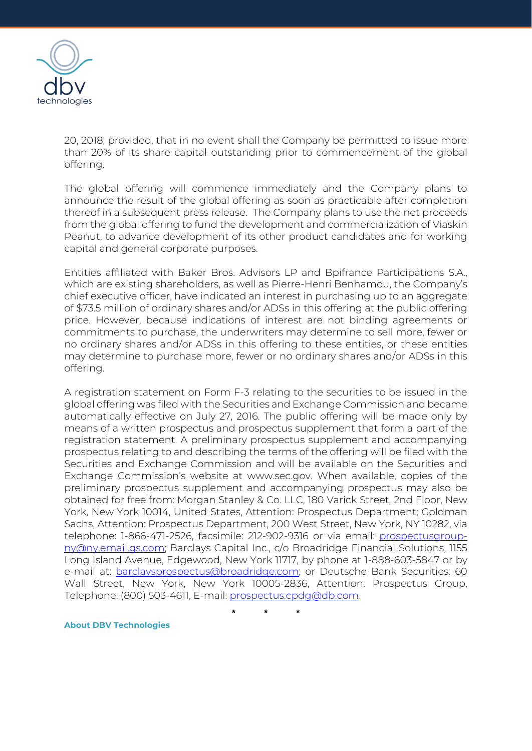20, 2018; provided, that in no event shall the Company be permitted to issue more than 20% of its share capital outstanding prior to commencement of the global offering.

The global offering will commence immediately and the Company plans to announce the result of the global offering as soon as practicable after completion thereof in a subsequent press release. The Company plans to use the net proceeds from the global offering to fund the development and commercialization of Viaskin Peanut, to advance development of its other product candidates and for working capital and general corporate purposes.

Entities affiliated with Baker Bros. Advisors LP and Bpifrance Participations S.A., which are existing shareholders, as well as Pierre-Henri Benhamou, the Company's chief executive officer, have indicated an interest in purchasing up to an aggregate of $73.5 million of ordinary shares and/or ADSs in this offering at the public offering price. However, because indications of interest are not binding agreements or commitments to purchase, the underwriters may determine to sell more, fewer or no ordinary shares and/or ADSs in this offering to these entities, or these entities may determine to purchase more, fewer or no ordinary shares and/or ADSs in this offering.

A registration statement on Form F-3 relating to the securities to be issued in the global offering was filed with the Securities and Exchange Commission and became automatically effective on July 27, 2016. The public offering will be made only by means of a written prospectus and prospectus supplement that form a part of the registration statement. A preliminary prospectus supplement and accompanying prospectus relating to and describing the terms of the offering will be filed with the Securities and Exchange Commission and will be available on the Securities and Exchange Commission's website at www.sec.gov. When available, copies of the preliminary prospectus supplement and accompanying prospectus may also be obtained for free from: Morgan Stanley & Co. LLC, 180 Varick Street, 2nd Floor, New York, New York 10014, United States, Attention: Prospectus Department; Goldman Sachs, Attention: Prospectus Department, 200 West Street, New York, NY 10282, via telephone: 1-866-471-2526, facsimile: 212-902-9316 or via email: prospectusgroup-ny@ny.email.gs.com; Barclays Capital Inc., c/o Broadridge Financial Solutions, 1155 Long Island Avenue, Edgewood, New York 11717, by phone at 1-888-603-5847 or by e-mail at: barclaysprospectus@broadridge.com; or Deutsche Bank Securities: 60 Wall Street, New York, New York 10005-2836, Attention: Prospectus Group, Telephone: (800) 503-4611, E-mail: prospectus.cpdg@db.com.

\* \* \*

**About DBV Technologies**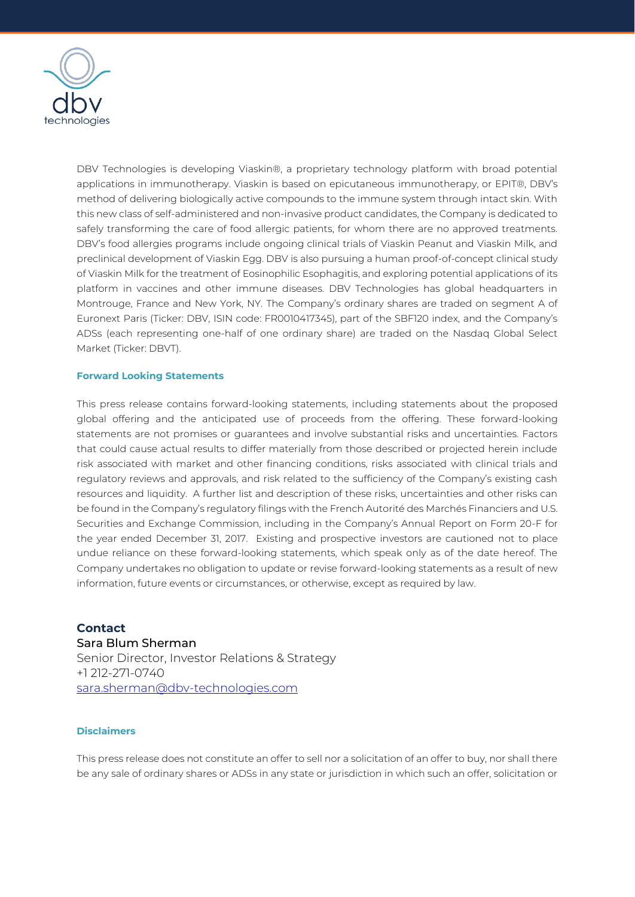DBV Technologies is developing Viaskin®, a proprietary technology platform with broad potential applications in immunotherapy. Viaskin is based on epicutaneous immunotherapy, or EPIT®, DBV's method of delivering biologically active compounds to the immune system through intact skin. With this new class of self-administered and non-invasive product candidates, the Company is dedicated to safely transforming the care of food allergic patients, for whom there are no approved treatments. DBV's food allergies programs include ongoing clinical trials of Viaskin Peanut and Viaskin Milk, and preclinical development of Viaskin Egg. DBV is also pursuing a human proof-of-concept clinical study of Viaskin Milk for the treatment of Eosinophilic Esophagitis, and exploring potential applications of its platform in vaccines and other immune diseases. DBV Technologies has global headquarters in Montrouge, France and New York, NY. The Company's ordinary shares are traded on segment A of Euronext Paris (Ticker: DBV, ISIN code: FR0010417345), part of the SBF120 index, and the Company's ADSs (each representing one-half of one ordinary share) are traded on the Nasdaq Global Select Market (Ticker: DBVT).

#### Forward Looking Statements

This press release contains forward-looking statements, including statements about the proposed global offering and the anticipated use of proceeds from the offering. These forward-looking statements are not promises or guarantees and involve substantial risks and uncertainties. Factors that could cause actual results to differ materially from those described or projected herein include risk associated with market and other financing conditions, risks associated with clinical trials and regulatory reviews and approvals, and risk related to the sufficiency of the Company's existing cash resources and liquidity. A further list and description of these risks, uncertainties and other risks can be found in the Company's regulatory filings with the French Autorité des Marchés Financiers and U.S. Securities and Exchange Commission, including in the Company's Annual Report on Form 20-F for the year ended December 31, 2017. Existing and prospective investors are cautioned not to place undue reliance on these forward-looking statements, which speak only as of the date hereof. The Company undertakes no obligation to update or revise forward-looking statements as a result of new information, future events or circumstances, or otherwise, except as required by law.

**Contact**
Sara Blum Sherman
Senior Director, Investor Relations & Strategy
+1 212-271-0740
sara.sherman@dbv-technologies.com

#### Disclaimers

This press release does not constitute an offer to sell nor a solicitation of an offer to buy, nor shall there be any sale of ordinary shares or ADSs in any state or jurisdiction in which such an offer, solicitation or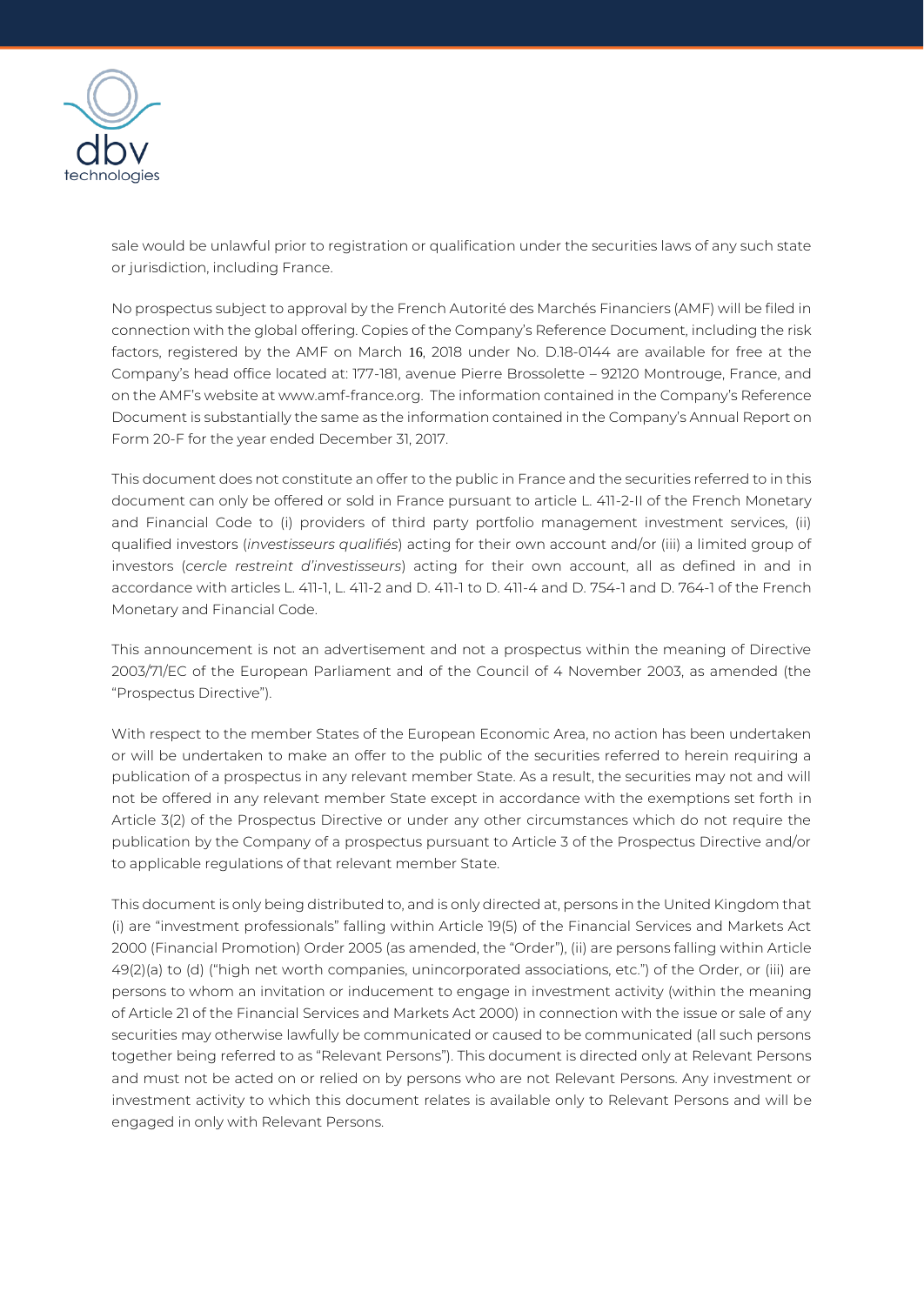sale would be unlawful prior to registration or qualification under the securities laws of any such state or jurisdiction, including France.

No prospectus subject to approval by the French Autorité des Marchés Financiers (AMF) will be filed in connection with the global offering. Copies of the Company's Reference Document, including the risk factors, registered by the AMF on March 16, 2018 under No. D.18-0144 are available for free at the Company's head office located at: 177-181, avenue Pierre Brossolette – 92120 Montrouge, France, and on the AMF's website at www.amf-france.org. The information contained in the Company's Reference Document is substantially the same as the information contained in the Company's Annual Report on Form 20-F for the year ended December 31, 2017.

This document does not constitute an offer to the public in France and the securities referred to in this document can only be offered or sold in France pursuant to article L. 411-2-II of the French Monetary and Financial Code to (i) providers of third party portfolio management investment services, (ii) qualified investors (*investisseurs qualifiés*) acting for their own account and/or (iii) a limited group of investors (*cercle restreint d'investisseurs*) acting for their own account, all as defined in and in accordance with articles L. 411-1, L. 411-2 and D. 411-1 to D. 411-4 and D. 754-1 and D. 764-1 of the French Monetary and Financial Code.

This announcement is not an advertisement and not a prospectus within the meaning of Directive 2003/71/EC of the European Parliament and of the Council of 4 November 2003, as amended (the "Prospectus Directive").

With respect to the member States of the European Economic Area, no action has been undertaken or will be undertaken to make an offer to the public of the securities referred to herein requiring a publication of a prospectus in any relevant member State. As a result, the securities may not and will not be offered in any relevant member State except in accordance with the exemptions set forth in Article 3(2) of the Prospectus Directive or under any other circumstances which do not require the publication by the Company of a prospectus pursuant to Article 3 of the Prospectus Directive and/or to applicable regulations of that relevant member State.

This document is only being distributed to, and is only directed at, persons in the United Kingdom that (i) are "investment professionals" falling within Article 19(5) of the Financial Services and Markets Act 2000 (Financial Promotion) Order 2005 (as amended, the "Order"), (ii) are persons falling within Article 49(2)(a) to (d) ("high net worth companies, unincorporated associations, etc.") of the Order, or (iii) are persons to whom an invitation or inducement to engage in investment activity (within the meaning of Article 21 of the Financial Services and Markets Act 2000) in connection with the issue or sale of any securities may otherwise lawfully be communicated or caused to be communicated (all such persons together being referred to as "Relevant Persons"). This document is directed only at Relevant Persons and must not be acted on or relied on by persons who are not Relevant Persons. Any investment or investment activity to which this document relates is available only to Relevant Persons and will be engaged in only with Relevant Persons.